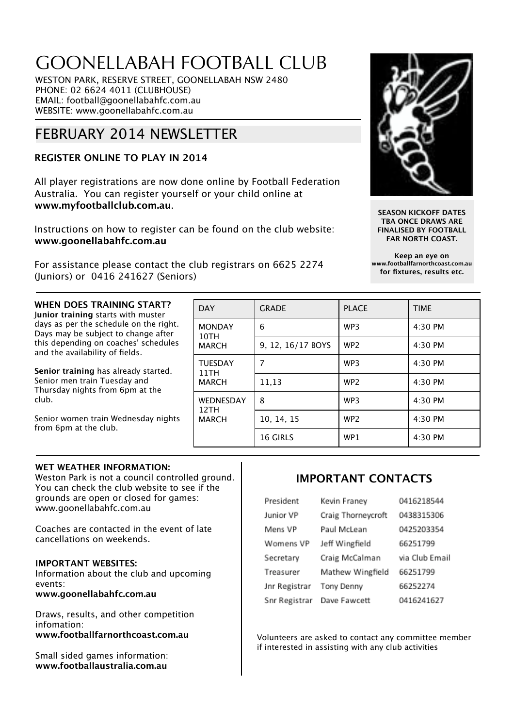# GOONELLABAH FOOTBALL CLUB

WESTON PARK, RESERVE STREET, GOONELLABAH NSW 2480
PHONE: 02 6624 4011 (CLUBHOUSE)
EMAIL: football@goonellabahfc.com.au
WEBSITE: www.goonellabahfc.com.au

## FEBRUARY 2014 NEWSLETTER

**SEASON KICKOFF DATES TBA ONCE DRAWS ARE FINALISED BY FOOTBALL FAR NORTH COAST.**

**Keep an eye on www.footballfarnorthcoast.com.au for fixtures, results etc.**

### REGISTER ONLINE TO PLAY IN 2014

All player registrations are now done online by Football Federation Australia. You can register yourself or your child online at **www.myfootballclub.com.au**.

Instructions on how to register can be found on the club website: **www.goonellabahfc.com.au**

For assistance please contact the club registrars on 6625 2274 (Juniors) or 0416 241627 (Seniors)

### WHEN DOES TRAINING START?

**Junior training** starts with muster days as per the schedule on the right. Days may be subject to change after this depending on coaches' schedules and the availability of fields.

**Senior training** has already started. Senior men train Tuesday and Thursday nights from 6pm at the club.

Senior women train Wednesday nights from 6pm at the club.

| DAY | GRADE | PLACE | TIME |
|---|---|---|---|
| MONDAY 10TH MARCH | 6 | WP3 | 4:30 PM |
| | 9, 12, 16/17 BOYS | WP2 | 4:30 PM |
| TUESDAY 11TH MARCH | 7 | WP3 | 4:30 PM |
| | 11,13 | WP2 | 4:30 PM |
| WEDNESDAY 12TH MARCH | 8 | WP3 | 4:30 PM |
| | 10, 14, 15 | WP2 | 4:30 PM |
| | 16 GIRLS | WP1 | 4:30 PM |

### WET WEATHER INFORMATION:

Weston Park is not a council controlled ground. You can check the club website to see if the grounds are open or closed for games: www.goonellabahfc.com.au

Coaches are contacted in the event of late cancellations on weekends.

### IMPORTANT WEBSITES:

Information about the club and upcoming events:
**www.goonellabahfc.com.au**

Draws, results, and other competition infomation:
**www.footballfarnorthcoast.com.au**

Small sided games information:
**www.footballaustralia.com.au**

### IMPORTANT CONTACTS

| | | |
|---|---|---|
| President | Kevin Franey | 0416218544 |
| Junior VP | Craig Thorneycroft | 0438315306 |
| Mens VP | Paul McLean | 0425203354 |
| Womens VP | Jeff Wingfield | 66251799 |
| Secretary | Craig McCalman | via Club Email |
| Treasurer | Mathew Wingfield | 66251799 |
| Jnr Registrar | Tony Denny | 66252274 |
| Snr Registrar | Dave Fawcett | 0416241627 |

Volunteers are asked to contact any committee member if interested in assisting with any club activities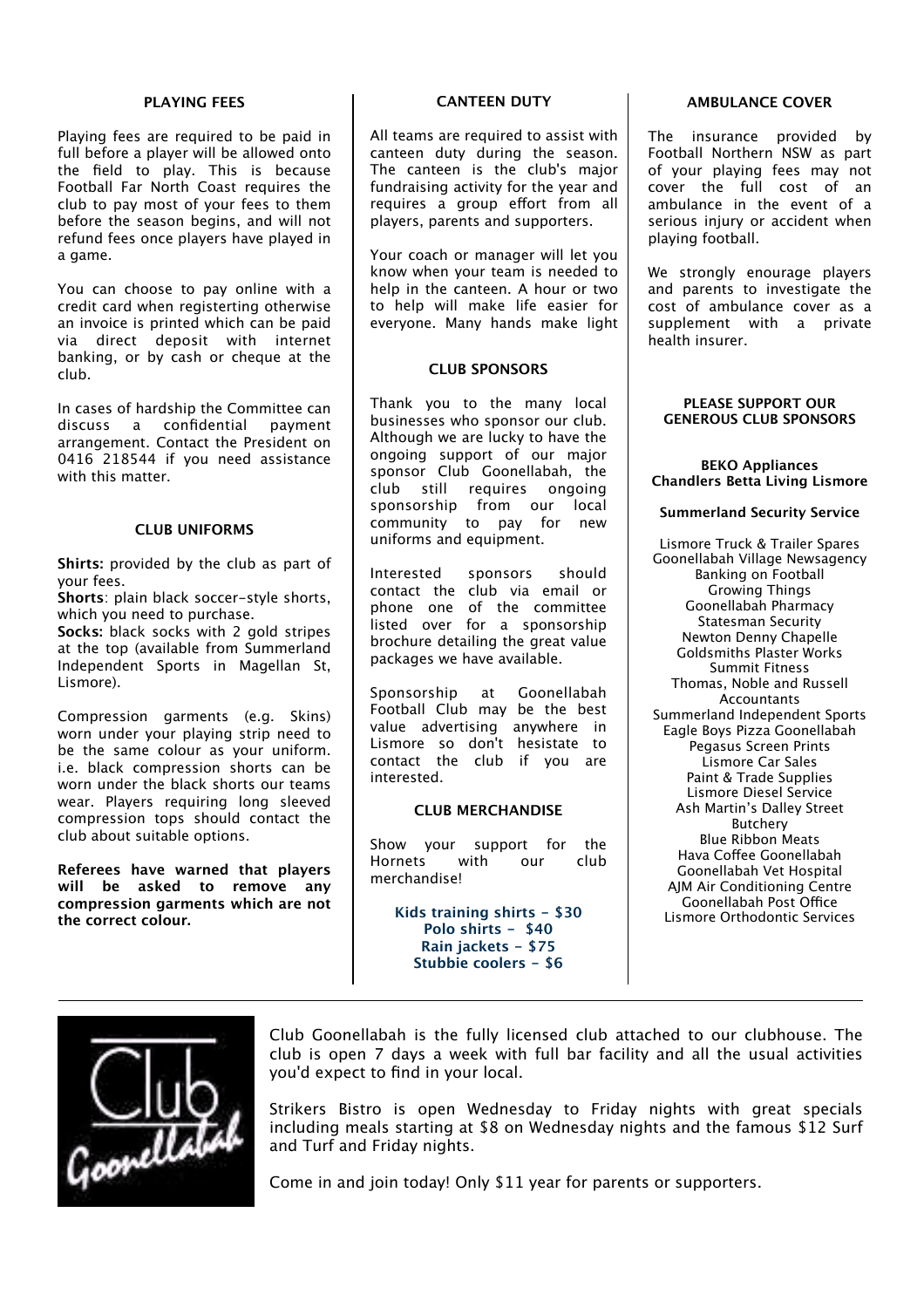## PLAYING FEES

Playing fees are required to be paid in full before a player will be allowed onto the field to play. This is because Football Far North Coast requires the club to pay most of your fees to them before the season begins, and will not refund fees once players have played in a game.

You can choose to pay online with a credit card when registerting otherwise an invoice is printed which can be paid via direct deposit with internet banking, or by cash or cheque at the club.

In cases of hardship the Committee can discuss a confidential payment arrangement. Contact the President on 0416 218544 if you need assistance with this matter.

## CLUB UNIFORMS

**Shirts:** provided by the club as part of your fees.
**Shorts**: plain black soccer-style shorts, which you need to purchase.
**Socks:** black socks with 2 gold stripes at the top (available from Summerland Independent Sports in Magellan St, Lismore).

Compression garments (e.g. Skins) worn under your playing strip need to be the same colour as your uniform. i.e. black compression shorts can be worn under the black shorts our teams wear. Players requiring long sleeved compression tops should contact the club about suitable options.

**Referees have warned that players will be asked to remove any compression garments which are not the correct colour.**

## CANTEEN DUTY

All teams are required to assist with canteen duty during the season. The canteen is the club's major fundraising activity for the year and requires a group effort from all players, parents and supporters.

Your coach or manager will let you know when your team is needed to help in the canteen. A hour or two to help will make life easier for everyone. Many hands make light

## CLUB SPONSORS

Thank you to the many local businesses who sponsor our club. Although we are lucky to have the ongoing support of our major sponsor Club Goonellabah, the club still requires ongoing sponsorship from our local community to pay for new uniforms and equipment.

Interested sponsors should contact the club via email or phone one of the committee listed over for a sponsorship brochure detailing the great value packages we have available.

Sponsorship at Goonellabah Football Club may be the best value advertising anywhere in Lismore so don't hesitate to contact the club if you are interested.

## CLUB MERCHANDISE

Show your support for the Hornets with our club merchandise!

**Kids training shirts - $30**
**Polo shirts - $40**
**Rain jackets - $75**
**Stubbie coolers - $6**

## AMBULANCE COVER

The insurance provided by Football Northern NSW as part of your playing fees may not cover the full cost of an ambulance in the event of a serious injury or accident when playing football.

We strongly enourage players and parents to investigate the cost of ambulance cover as a supplement with a private health insurer.

## PLEASE SUPPORT OUR GENEROUS CLUB SPONSORS

**BEKO Appliances**
**Chandlers Betta Living Lismore**

**Summerland Security Service**

Lismore Truck & Trailer Spares
Goonellabah Village Newsagency
Banking on Football
Growing Things
Goonellabah Pharmacy
Statesman Security
Newton Denny Chapelle
Goldsmiths Plaster Works
Summit Fitness
Thomas, Noble and Russell Accountants
Summerland Independent Sports
Eagle Boys Pizza Goonellabah
Pegasus Screen Prints
Lismore Car Sales
Paint & Trade Supplies
Lismore Diesel Service
Ash Martin's Dalley Street Butchery
Blue Ribbon Meats
Hava Coffee Goonellabah
Goonellabah Vet Hospital
AJM Air Conditioning Centre
Goonellabah Post Office
Lismore Orthodontic Services

---

Club Goonellabah

Club Goonellabah is the fully licensed club attached to our clubhouse. The club is open 7 days a week with full bar facility and all the usual activities you'd expect to find in your local.

Strikers Bistro is open Wednesday to Friday nights with great specials including meals starting at $8 on Wednesday nights and the famous $12 Surf and Turf and Friday nights.

Come in and join today! Only $11 year for parents or supporters.